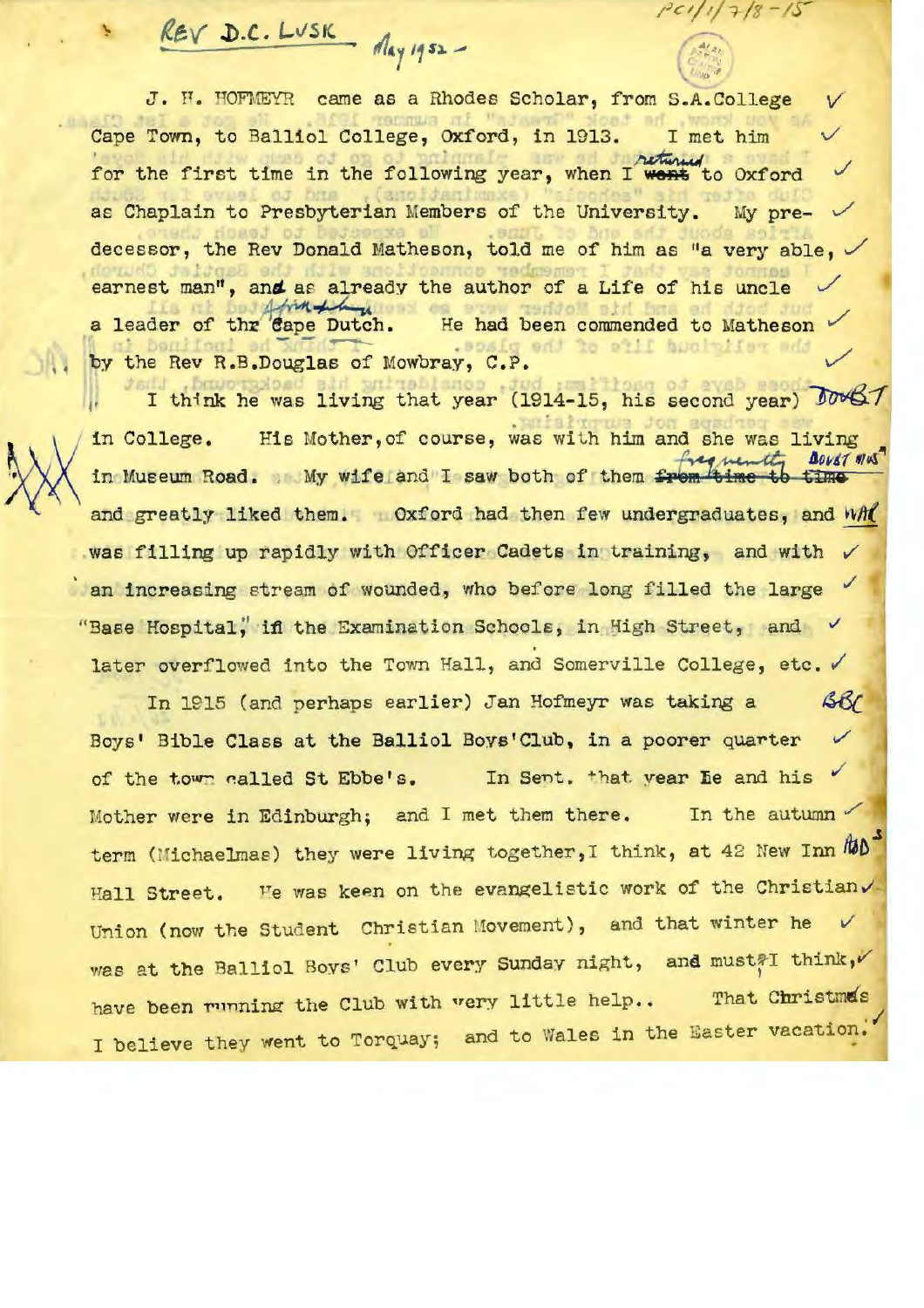REV D.C. LUSK May 1952 -

PC1/1/7/8-15

J. H. HOFMEYR came as a Rhodes Scholar, from S.A.College Cape Town, to Balliol College, Oxford, in 1913. I met him for the first time in the following year, when I returned to Oxford as Chaplain to Presbyterian Members of the University. My predecessor, the Rev Donald Matheson, told me of him as "a very able, earnest man", and as already the author of a Life of his uncle a leader of the Afrikaners. He had been commended to Matheson by the Rev R.B.Douglas of Mowbray, C.P.

I think he was living that year (1914-15, his second year) in College. His Mother, of course, was with him and she was living in Museum Road. My wife and I saw both of them frequently and greatly liked them. Oxford had then few undergraduates, and was filling up rapidly with Officer Cadets in training, and with an increasing stream of wounded, who before long filled the large "Base Hospital," in the Examination Schools, in High Street, and later overflowed into the Town Hall, and Somerville College, etc.

In 1915 (and perhaps earlier) Jan Hofmeyr was taking a Boys' Bible Class at the Balliol Boys'Club, in a poorer quarter of the town called St Ebbe's. In Sept. that year he and his Mother were in Edinburgh; and I met them there. In the autumn term (Michaelmas) they were living together, I think, at 42 New Inn Hall Street. He was keen on the evangelistic work of the Christian Union (now the Student Christian Movement), and that winter he was at the Balliol Boys' Club every Sunday night, and must, I think, have been running the Club with very little help.. That Christmas I believe they went to Torquay; and to Wales in the Easter vacation.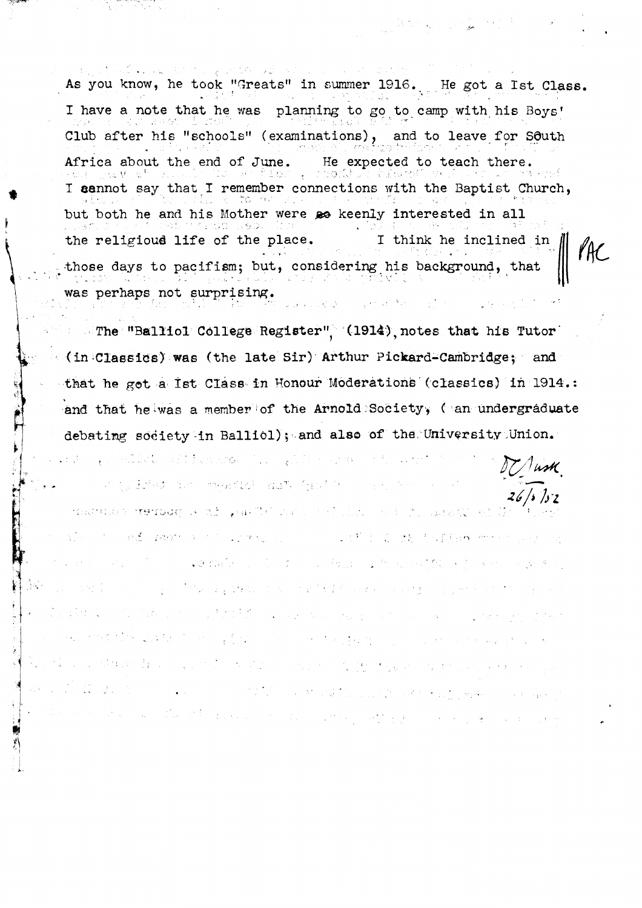As you know, he took "Greats" in summer 1916. He got a Ist Class. I have a note that he was planning to go to camp with his Boys' Club after his "schools" (examinations), and to leave for SOuth Africa about the end of June. He expected to teach there. I cannot say that I remember connections with the Baptist Church, but both he and his Mother were keenly interested in all the religious life of the place. I think he inclined in those days to pacifism; but, considering his background, that was perhaps not surprising.

PAC

The "Balliol College Register", (1914), notes that his Tutor (in Classics) was (the late Sir) Arthur Pickard-Cambridge; and that he got a Ist Class in Honour Moderations (classics) in 1914.: and that he was a member of the Arnold Society, (an undergraduate debating society in Balliol); and also of the University Union.

DC Lusk
26/5/52